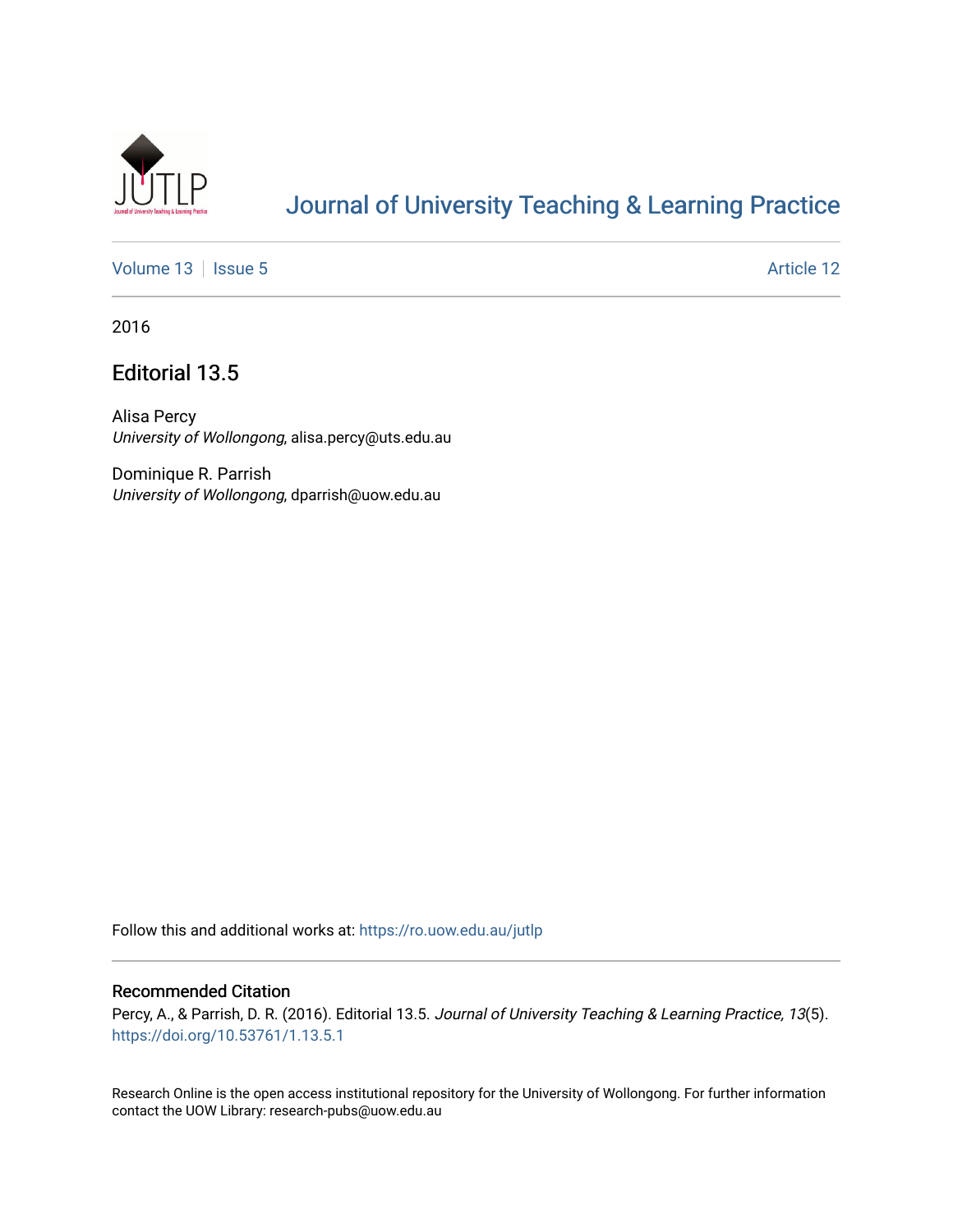# Journal of University Teaching & Learning Practice

Volume 13 | Issue 5 | Article 12

2016

## Editorial 13.5

Alisa Percy
*University of Wollongong*, alisa.percy@uts.edu.au

Dominique R. Parrish
*University of Wollongong*, dparrish@uow.edu.au

Follow this and additional works at: https://ro.uow.edu.au/jutlp

### Recommended Citation

Percy, A., & Parrish, D. R. (2016). Editorial 13.5. *Journal of University Teaching & Learning Practice, 13*(5). https://doi.org/10.53761/1.13.5.1

Research Online is the open access institutional repository for the University of Wollongong. For further information contact the UOW Library: research-pubs@uow.edu.au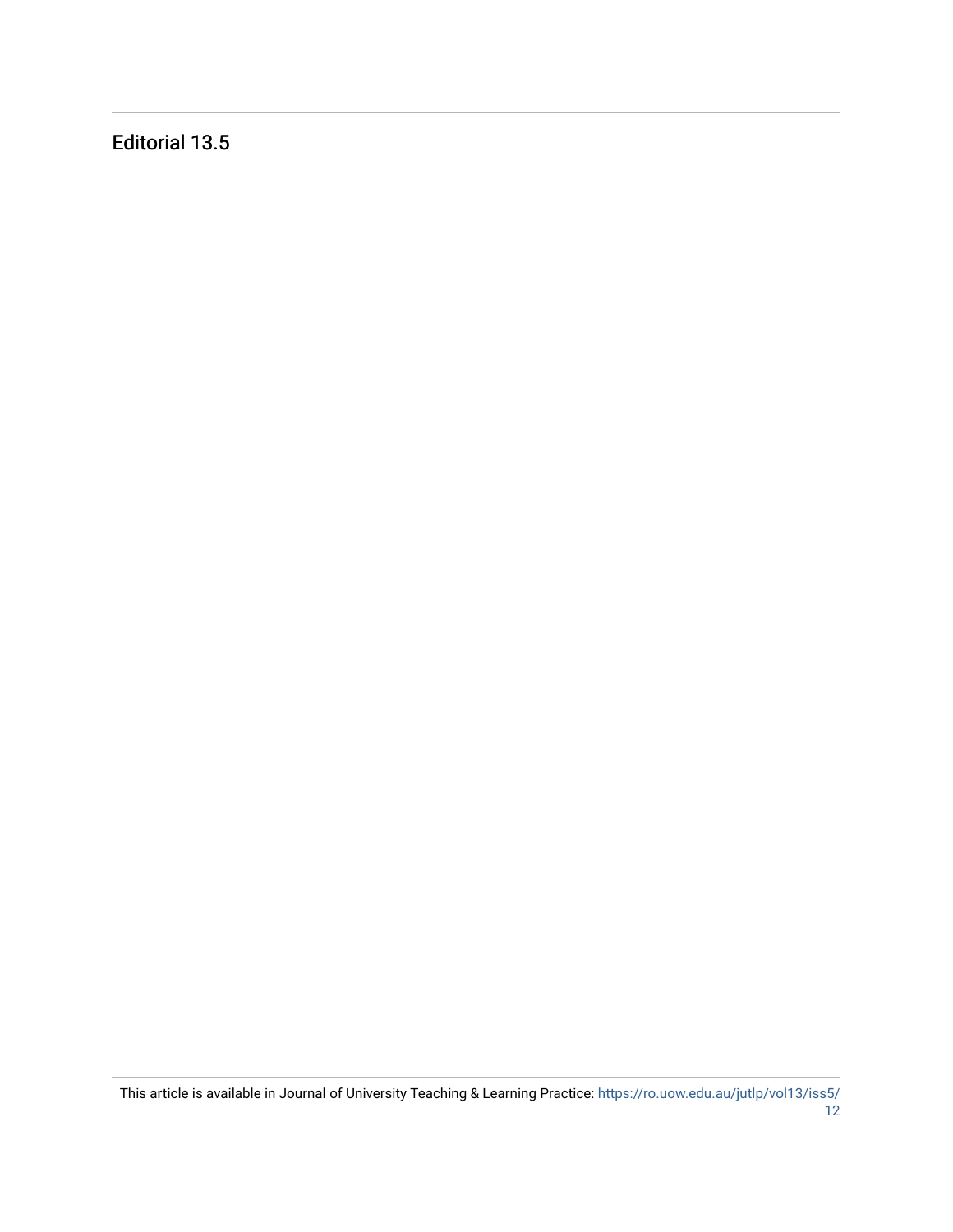Editorial 13.5

This article is available in Journal of University Teaching & Learning Practice: https://ro.uow.edu.au/jutlp/vol13/iss5/12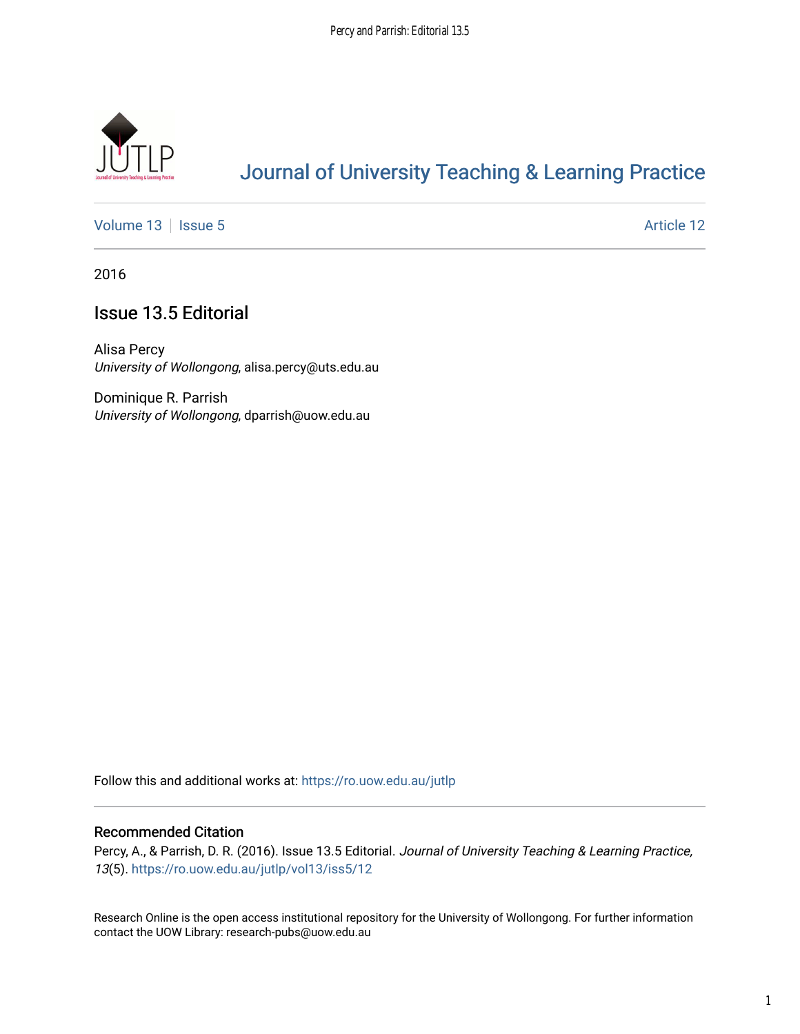# Journal of University Teaching & Learning Practice

Volume 13 | Issue 5 | Article 12

2016

## Issue 13.5 Editorial

Alisa Percy
*University of Wollongong*, alisa.percy@uts.edu.au

Dominique R. Parrish
*University of Wollongong*, dparrish@uow.edu.au

Follow this and additional works at: https://ro.uow.edu.au/jutlp

### Recommended Citation

Percy, A., & Parrish, D. R. (2016). Issue 13.5 Editorial. *Journal of University Teaching & Learning Practice, 13*(5). https://ro.uow.edu.au/jutlp/vol13/iss5/12

Research Online is the open access institutional repository for the University of Wollongong. For further information contact the UOW Library: research-pubs@uow.edu.au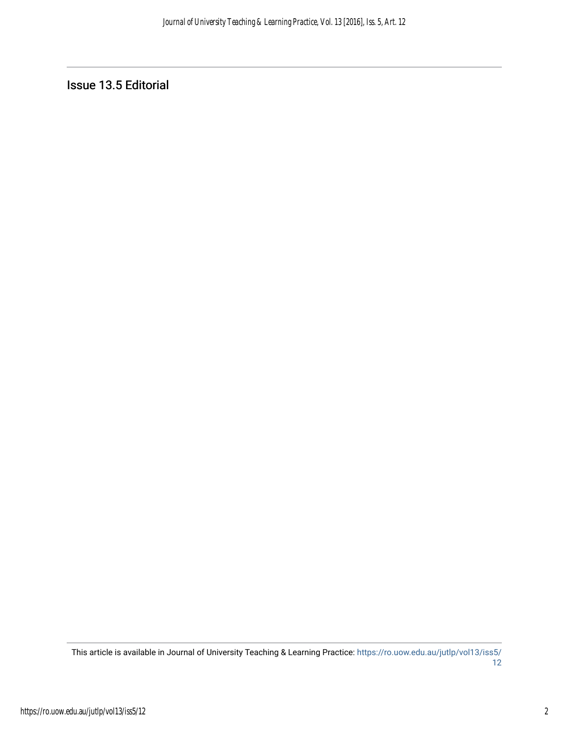## Issue 13.5 Editorial

This article is available in Journal of University Teaching & Learning Practice: https://ro.uow.edu.au/jutlp/vol13/iss5/12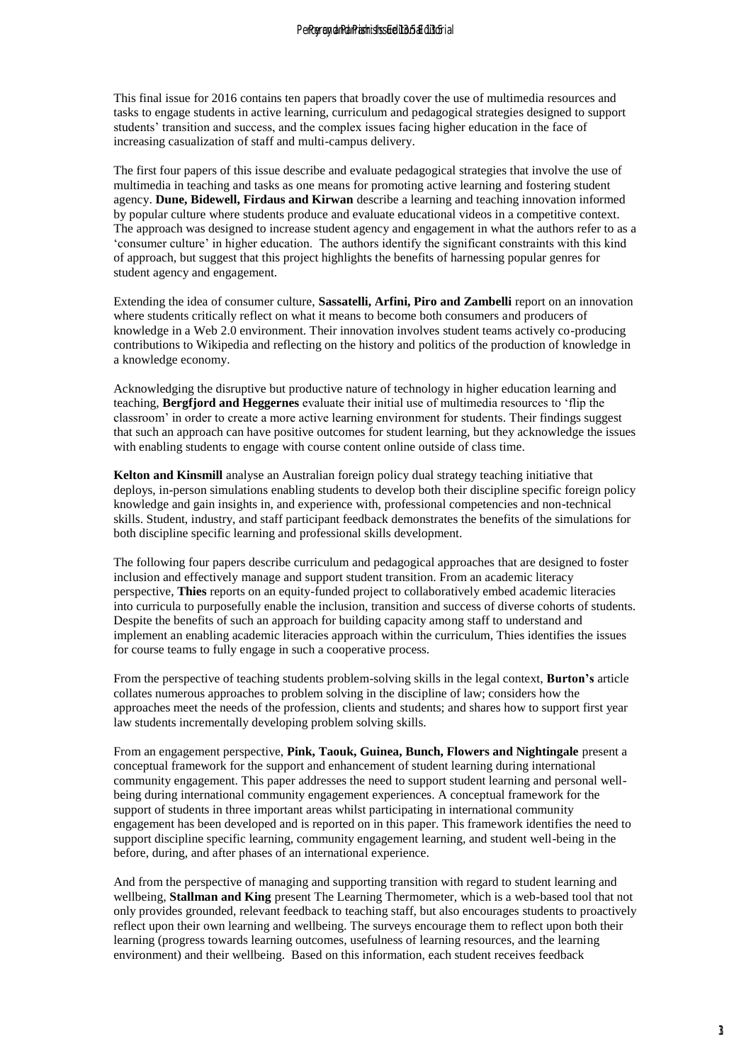This final issue for 2016 contains ten papers that broadly cover the use of multimedia resources and tasks to engage students in active learning, curriculum and pedagogical strategies designed to support students' transition and success, and the complex issues facing higher education in the face of increasing casualization of staff and multi-campus delivery.

The first four papers of this issue describe and evaluate pedagogical strategies that involve the use of multimedia in teaching and tasks as one means for promoting active learning and fostering student agency. **Dune, Bidewell, Firdaus and Kirwan** describe a learning and teaching innovation informed by popular culture where students produce and evaluate educational videos in a competitive context. The approach was designed to increase student agency and engagement in what the authors refer to as a 'consumer culture' in higher education. The authors identify the significant constraints with this kind of approach, but suggest that this project highlights the benefits of harnessing popular genres for student agency and engagement.

Extending the idea of consumer culture, **Sassatelli, Arfini, Piro and Zambelli** report on an innovation where students critically reflect on what it means to become both consumers and producers of knowledge in a Web 2.0 environment. Their innovation involves student teams actively co-producing contributions to Wikipedia and reflecting on the history and politics of the production of knowledge in a knowledge economy.

Acknowledging the disruptive but productive nature of technology in higher education learning and teaching, **Bergfjord and Heggernes** evaluate their initial use of multimedia resources to 'flip the classroom' in order to create a more active learning environment for students. Their findings suggest that such an approach can have positive outcomes for student learning, but they acknowledge the issues with enabling students to engage with course content online outside of class time.

**Kelton and Kinsmill** analyse an Australian foreign policy dual strategy teaching initiative that deploys, in-person simulations enabling students to develop both their discipline specific foreign policy knowledge and gain insights in, and experience with, professional competencies and non-technical skills. Student, industry, and staff participant feedback demonstrates the benefits of the simulations for both discipline specific learning and professional skills development.

The following four papers describe curriculum and pedagogical approaches that are designed to foster inclusion and effectively manage and support student transition. From an academic literacy perspective, **Thies** reports on an equity-funded project to collaboratively embed academic literacies into curricula to purposefully enable the inclusion, transition and success of diverse cohorts of students. Despite the benefits of such an approach for building capacity among staff to understand and implement an enabling academic literacies approach within the curriculum, Thies identifies the issues for course teams to fully engage in such a cooperative process.

From the perspective of teaching students problem-solving skills in the legal context, **Burton's** article collates numerous approaches to problem solving in the discipline of law; considers how the approaches meet the needs of the profession, clients and students; and shares how to support first year law students incrementally developing problem solving skills.

From an engagement perspective, **Pink, Taouk, Guinea, Bunch, Flowers and Nightingale** present a conceptual framework for the support and enhancement of student learning during international community engagement. This paper addresses the need to support student learning and personal well-being during international community engagement experiences. A conceptual framework for the support of students in three important areas whilst participating in international community engagement has been developed and is reported on in this paper. This framework identifies the need to support discipline specific learning, community engagement learning, and student well-being in the before, during, and after phases of an international experience.

And from the perspective of managing and supporting transition with regard to student learning and wellbeing, **Stallman and King** present The Learning Thermometer, which is a web-based tool that not only provides grounded, relevant feedback to teaching staff, but also encourages students to proactively reflect upon their own learning and wellbeing. The surveys encourage them to reflect upon both their learning (progress towards learning outcomes, usefulness of learning resources, and the learning environment) and their wellbeing. Based on this information, each student receives feedback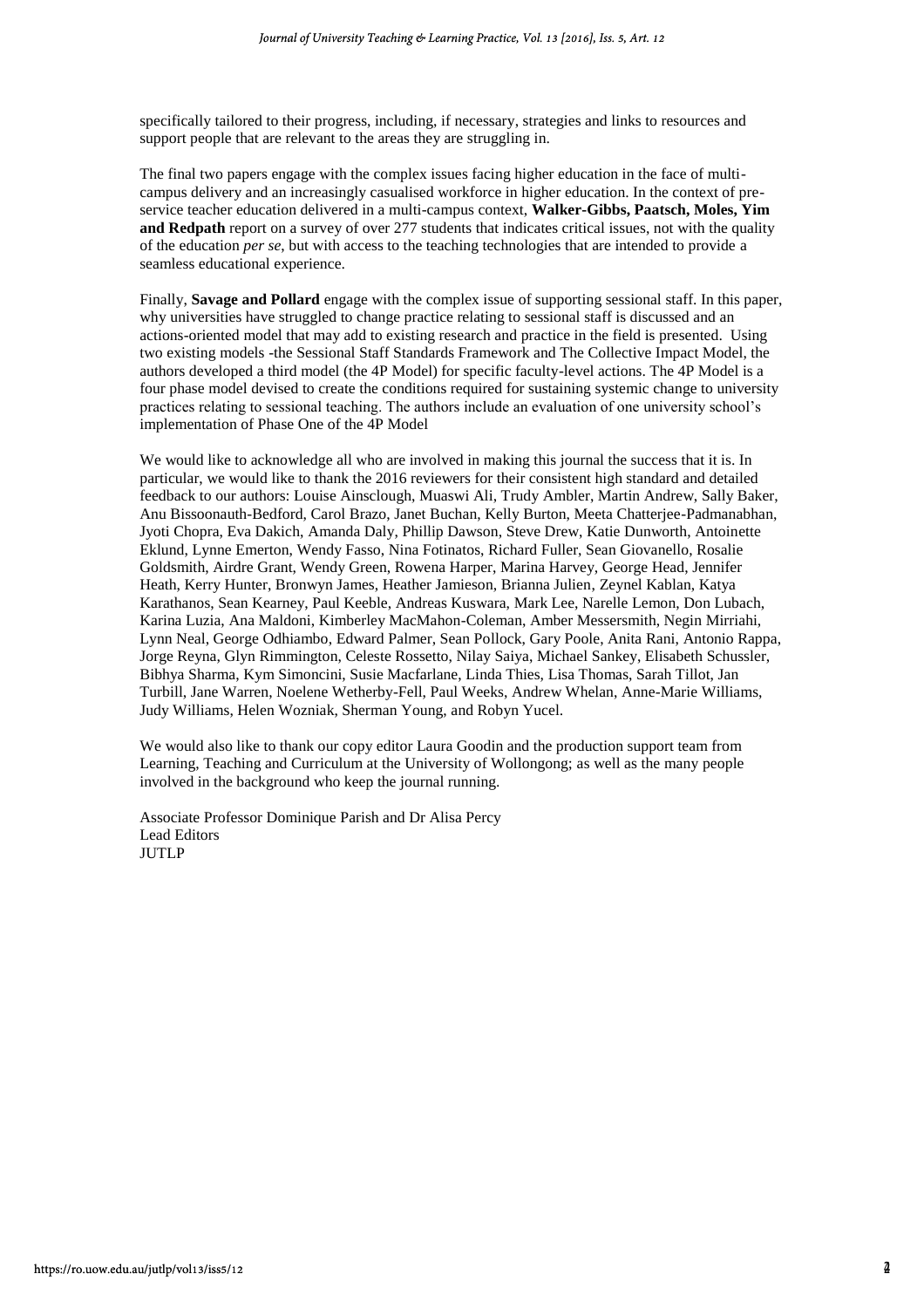specifically tailored to their progress, including, if necessary, strategies and links to resources and support people that are relevant to the areas they are struggling in.

The final two papers engage with the complex issues facing higher education in the face of multi-campus delivery and an increasingly casualised workforce in higher education. In the context of pre-service teacher education delivered in a multi-campus context, **Walker-Gibbs, Paatsch, Moles, Yim and Redpath** report on a survey of over 277 students that indicates critical issues, not with the quality of the education *per se*, but with access to the teaching technologies that are intended to provide a seamless educational experience.

Finally, **Savage and Pollard** engage with the complex issue of supporting sessional staff. In this paper, why universities have struggled to change practice relating to sessional staff is discussed and an actions-oriented model that may add to existing research and practice in the field is presented. Using two existing models -the Sessional Staff Standards Framework and The Collective Impact Model, the authors developed a third model (the 4P Model) for specific faculty-level actions. The 4P Model is a four phase model devised to create the conditions required for sustaining systemic change to university practices relating to sessional teaching. The authors include an evaluation of one university school's implementation of Phase One of the 4P Model

We would like to acknowledge all who are involved in making this journal the success that it is. In particular, we would like to thank the 2016 reviewers for their consistent high standard and detailed feedback to our authors: Louise Ainsclough, Muaswi Ali, Trudy Ambler, Martin Andrew, Sally Baker, Anu Bissoonauth-Bedford, Carol Brazo, Janet Buchan, Kelly Burton, Meeta Chatterjee-Padmanabhan, Jyoti Chopra, Eva Dakich, Amanda Daly, Phillip Dawson, Steve Drew, Katie Dunworth, Antoinette Eklund, Lynne Emerton, Wendy Fasso, Nina Fotinatos, Richard Fuller, Sean Giovanello, Rosalie Goldsmith, Airdre Grant, Wendy Green, Rowena Harper, Marina Harvey, George Head, Jennifer Heath, Kerry Hunter, Bronwyn James, Heather Jamieson, Brianna Julien, Zeynel Kablan, Katya Karathanos, Sean Kearney, Paul Keeble, Andreas Kuswara, Mark Lee, Narelle Lemon, Don Lubach, Karina Luzia, Ana Maldoni, Kimberley MacMahon-Coleman, Amber Messersmith, Negin Mirriahi, Lynn Neal, George Odhiambo, Edward Palmer, Sean Pollock, Gary Poole, Anita Rani, Antonio Rappa, Jorge Reyna, Glyn Rimmington, Celeste Rossetto, Nilay Saiya, Michael Sankey, Elisabeth Schussler, Bibhya Sharma, Kym Simoncini, Susie Macfarlane, Linda Thies, Lisa Thomas, Sarah Tillot, Jan Turbill, Jane Warren, Noelene Wetherby-Fell, Paul Weeks, Andrew Whelan, Anne-Marie Williams, Judy Williams, Helen Wozniak, Sherman Young, and Robyn Yucel.

We would also like to thank our copy editor Laura Goodin and the production support team from Learning, Teaching and Curriculum at the University of Wollongong; as well as the many people involved in the background who keep the journal running.

Associate Professor Dominique Parish and Dr Alisa Percy
Lead Editors
JUTLP